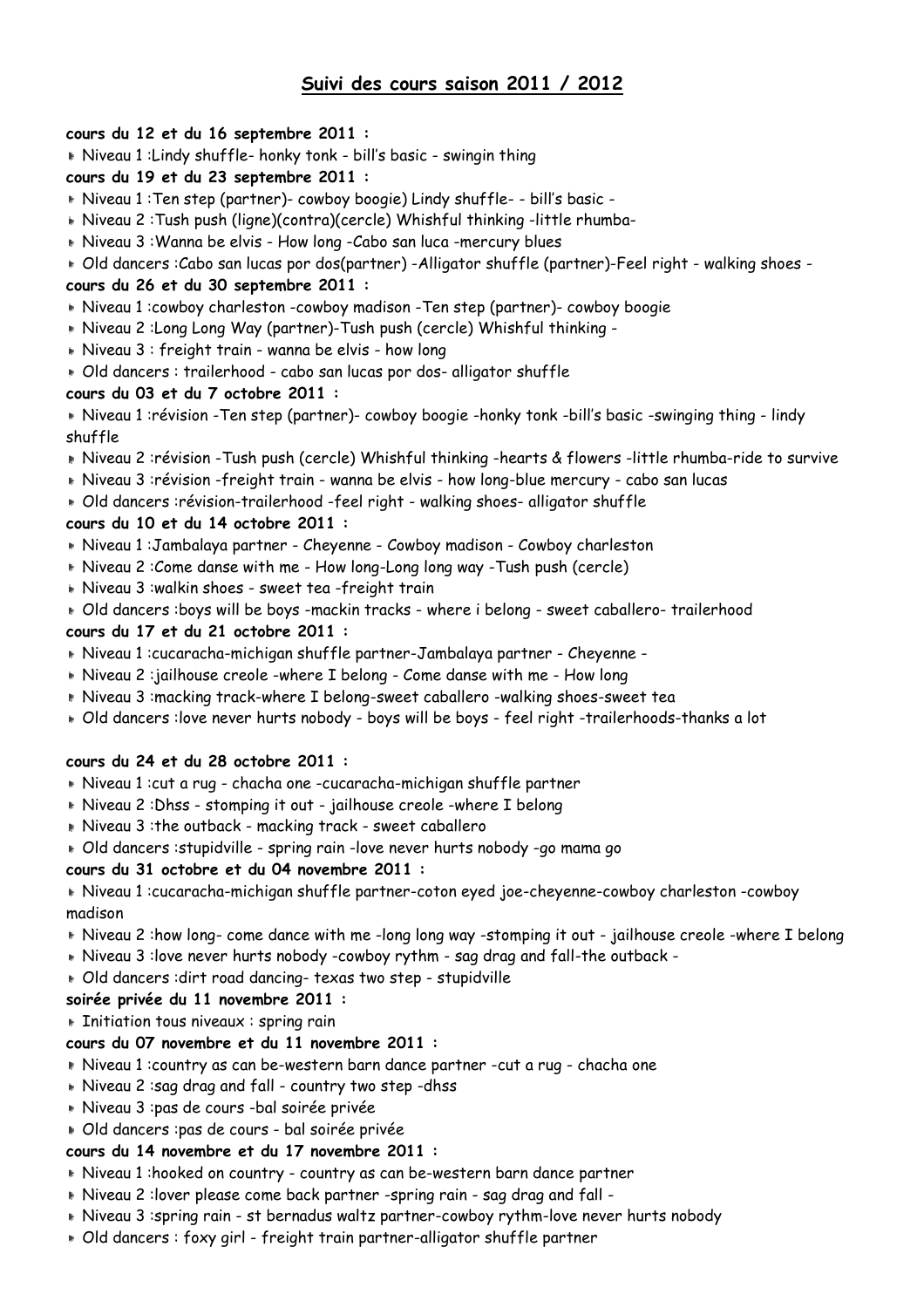# Suivi des cours saison 2011 / 2012

**cours du 12 et du 16 septembre 2011 :**

- Niveau 1 :Lindy shuffle- honky tonk - bill's basic - swingin thing

**cours du 19 et du 23 septembre 2011 :**

- Niveau 1 :Ten step (partner)- cowboy boogie) Lindy shuffle- - bill's basic -
- Niveau 2 :Tush push (ligne)(contra)(cercle) Whishful thinking -little rhumba-
- Niveau 3 :Wanna be elvis - How long -Cabo san luca -mercury blues
- Old dancers :Cabo san lucas por dos(partner) -Alligator shuffle (partner)-Feel right - walking shoes -

**cours du 26 et du 30 septembre 2011 :**

- Niveau 1 :cowboy charleston -cowboy madison -Ten step (partner)- cowboy boogie
- Niveau 2 :Long Long Way (partner)-Tush push (cercle) Whishful thinking -
- Niveau 3 : freight train - wanna be elvis - how long
- Old dancers : trailerhood - cabo san lucas por dos- alligator shuffle

**cours du 03 et du 7 octobre 2011 :**

- Niveau 1 :révision -Ten step (partner)- cowboy boogie -honky tonk -bill's basic -swinging thing - lindy shuffle
- Niveau 2 :révision -Tush push (cercle) Whishful thinking -hearts & flowers -little rhumba-ride to survive
- Niveau 3 :révision -freight train - wanna be elvis - how long-blue mercury - cabo san lucas
- Old dancers :révision-trailerhood -feel right - walking shoes- alligator shuffle

**cours du 10 et du 14 octobre 2011 :**

- Niveau 1 :Jambalaya partner - Cheyenne - Cowboy madison - Cowboy charleston
- Niveau 2 :Come danse with me - How long-Long long way -Tush push (cercle)
- Niveau 3 :walkin shoes - sweet tea -freight train
- Old dancers :boys will be boys -mackin tracks - where i belong - sweet caballero- trailerhood

**cours du 17 et du 21 octobre 2011 :**

- Niveau 1 :cucaracha-michigan shuffle partner-Jambalaya partner - Cheyenne -
- Niveau 2 :jailhouse creole -where I belong - Come danse with me - How long
- Niveau 3 :macking track-where I belong-sweet caballero -walking shoes-sweet tea
- Old dancers :love never hurts nobody - boys will be boys - feel right -trailerhoods-thanks a lot

**cours du 24 et du 28 octobre 2011 :**

- Niveau 1 :cut a rug - chacha one -cucaracha-michigan shuffle partner
- Niveau 2 :Dhss - stomping it out - jailhouse creole -where I belong
- Niveau 3 :the outback - macking track - sweet caballero
- Old dancers :stupidville - spring rain -love never hurts nobody -go mama go

**cours du 31 octobre et du 04 novembre 2011 :**

- Niveau 1 :cucaracha-michigan shuffle partner-coton eyed joe-cheyenne-cowboy charleston -cowboy madison
- Niveau 2 :how long- come dance with me -long long way -stomping it out - jailhouse creole -where I belong
- Niveau 3 :love never hurts nobody -cowboy rythm - sag drag and fall-the outback -
- Old dancers :dirt road dancing- texas two step - stupidville

**soirée privée du 11 novembre 2011 :**

- Initiation tous niveaux : spring rain

**cours du 07 novembre et du 11 novembre 2011 :**

- Niveau 1 :country as can be-western barn dance partner -cut a rug - chacha one
- Niveau 2 :sag drag and fall - country two step -dhss
- Niveau 3 :pas de cours -bal soirée privée
- Old dancers :pas de cours - bal soirée privée

**cours du 14 novembre et du 17 novembre 2011 :**

- Niveau 1 :hooked on country - country as can be-western barn dance partner
- Niveau 2 :lover please come back partner -spring rain - sag drag and fall -
- Niveau 3 :spring rain - st bernadus waltz partner-cowboy rythm-love never hurts nobody
- Old dancers : foxy girl - freight train partner-alligator shuffle partner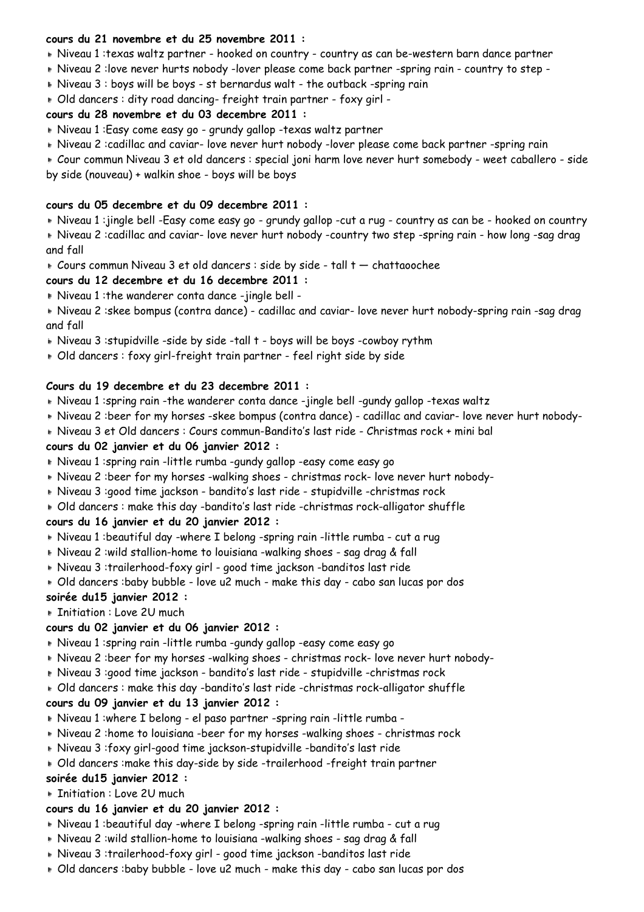**cours du 21 novembre et du 25 novembre 2011 :**

- Niveau 1 :texas waltz partner - hooked on country - country as can be-western barn dance partner
- Niveau 2 :love never hurts nobody -lover please come back partner -spring rain - country to step -
- Niveau 3 : boys will be boys - st bernardus walt - the outback -spring rain
- Old dancers : dity road dancing- freight train partner - foxy girl -

**cours du 28 novembre et du 03 decembre 2011 :**

- Niveau 1 :Easy come easy go - grundy gallop -texas waltz partner
- Niveau 2 :cadillac and caviar- love never hurt nobody -lover please come back partner -spring rain
- Cour commun Niveau 3 et old dancers : special joni harm love never hurt somebody - weet caballero - side by side (nouveau) + walkin shoe - boys will be boys

**cours du 05 decembre et du 09 decembre 2011 :**

- Niveau 1 :jingle bell -Easy come easy go - grundy gallop -cut a rug - country as can be - hooked on country
- Niveau 2 :cadillac and caviar- love never hurt nobody -country two step -spring rain - how long -sag drag and fall
- Cours commun Niveau 3 et old dancers : side by side - tall t — chattaoochee

**cours du 12 decembre et du 16 decembre 2011 :**

- Niveau 1 :the wanderer conta dance -jingle bell -
- Niveau 2 :skee bompus (contra dance) - cadillac and caviar- love never hurt nobody-spring rain -sag drag and fall
- Niveau 3 :stupidville -side by side -tall t - boys will be boys -cowboy rythm
- Old dancers : foxy girl-freight train partner - feel right side by side

**Cours du 19 decembre et du 23 decembre 2011 :**

- Niveau 1 :spring rain -the wanderer conta dance -jingle bell -gundy gallop -texas waltz
- Niveau 2 :beer for my horses -skee bompus (contra dance) - cadillac and caviar- love never hurt nobody-
- Niveau 3 et Old dancers : Cours commun-Bandito's last ride - Christmas rock + mini bal

**cours du 02 janvier et du 06 janvier 2012 :**

- Niveau 1 :spring rain -little rumba -gundy gallop -easy come easy go
- Niveau 2 :beer for my horses -walking shoes - christmas rock- love never hurt nobody-
- Niveau 3 :good time jackson - bandito's last ride - stupidville -christmas rock
- Old dancers : make this day -bandito's last ride -christmas rock-alligator shuffle

**cours du 16 janvier et du 20 janvier 2012 :**

- Niveau 1 :beautiful day -where I belong -spring rain -little rumba - cut a rug
- Niveau 2 :wild stallion-home to louisiana -walking shoes - sag drag & fall
- Niveau 3 :trailerhood-foxy girl - good time jackson -banditos last ride
- Old dancers :baby bubble - love u2 much - make this day - cabo san lucas por dos

**soirée du15 janvier 2012 :**

- Initiation : Love 2U much

**cours du 02 janvier et du 06 janvier 2012 :**

- Niveau 1 :spring rain -little rumba -gundy gallop -easy come easy go
- Niveau 2 :beer for my horses -walking shoes - christmas rock- love never hurt nobody-
- Niveau 3 :good time jackson - bandito's last ride - stupidville -christmas rock
- Old dancers : make this day -bandito's last ride -christmas rock-alligator shuffle

**cours du 09 janvier et du 13 janvier 2012 :**

- Niveau 1 :where I belong - el paso partner -spring rain -little rumba -
- Niveau 2 :home to louisiana -beer for my horses -walking shoes - christmas rock
- Niveau 3 :foxy girl-good time jackson-stupidville -bandito's last ride
- Old dancers :make this day-side by side -trailerhood -freight train partner

**soirée du15 janvier 2012 :**

- Initiation : Love 2U much

**cours du 16 janvier et du 20 janvier 2012 :**

- Niveau 1 :beautiful day -where I belong -spring rain -little rumba - cut a rug
- Niveau 2 :wild stallion-home to louisiana -walking shoes - sag drag & fall
- Niveau 3 :trailerhood-foxy girl - good time jackson -banditos last ride
- Old dancers :baby bubble - love u2 much - make this day - cabo san lucas por dos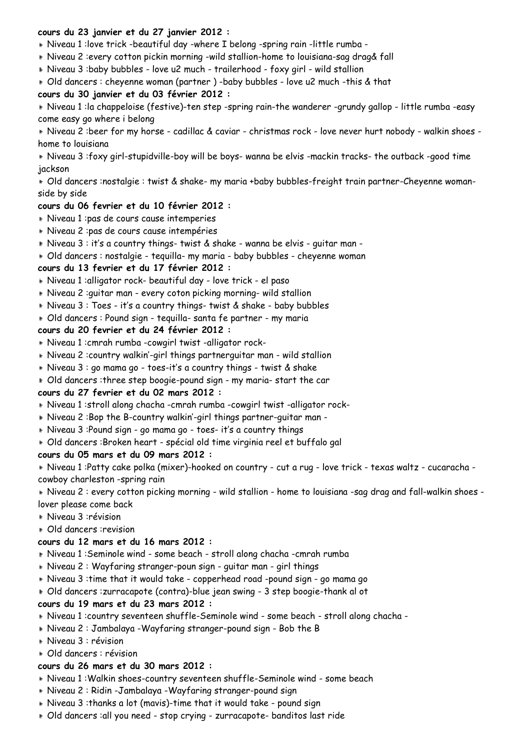**cours du 23 janvier et du 27 janvier 2012 :**

- Niveau 1 :love trick -beautiful day -where I belong -spring rain -little rumba -
- Niveau 2 :every cotton pickin morning -wild stallion-home to louisiana-sag drag& fall
- Niveau 3 :baby bubbles - love u2 much - trailerhood - foxy girl - wild stallion
- Old dancers : cheyenne woman (partner ) -baby bubbles - love u2 much -this & that

**cours du 30 janvier et du 03 février 2012 :**

- Niveau 1 :la chappeloise (festive)-ten step -spring rain-the wanderer -grundy gallop - little rumba -easy come easy go where i belong
- Niveau 2 :beer for my horse - cadillac & caviar - christmas rock - love never hurt nobody - walkin shoes - home to louisiana
- Niveau 3 :foxy girl-stupidville-boy will be boys- wanna be elvis -mackin tracks- the outback -good time jackson
- Old dancers :nostalgie : twist & shake- my maria +baby bubbles-freight train partner-Cheyenne woman-side by side

**cours du 06 fevrier et du 10 février 2012 :**

- Niveau 1 :pas de cours cause intemperies
- Niveau 2 :pas de cours cause intempéries
- Niveau 3 : it's a country things- twist & shake - wanna be elvis - guitar man -
- Old dancers : nostalgie - tequilla- my maria - baby bubbles - cheyenne woman

**cours du 13 fevrier et du 17 février 2012 :**

- Niveau 1 :alligator rock- beautiful day - love trick - el paso
- Niveau 2 :guitar man - every coton picking morning- wild stallion
- Niveau 3 : Toes - it's a country things- twist & shake - baby bubbles
- Old dancers : Pound sign - tequilla- santa fe partner - my maria

**cours du 20 fevrier et du 24 février 2012 :**

- Niveau 1 :cmrah rumba -cowgirl twist -alligator rock-
- Niveau 2 :country walkin'-girl things partnerguitar man - wild stallion
- Niveau 3 : go mama go - toes-it's a country things - twist & shake
- Old dancers :three step boogie-pound sign - my maria- start the car

**cours du 27 fevrier et du 02 mars 2012 :**

- Niveau 1 :stroll along chacha -cmrah rumba -cowgirl twist -alligator rock-
- Niveau 2 :Bop the B-country walkin'-girl things partner-guitar man -
- Niveau 3 :Pound sign - go mama go - toes- it's a country things
- Old dancers :Broken heart - spécial old time virginia reel et buffalo gal

**cours du 05 mars et du 09 mars 2012 :**

- Niveau 1 :Patty cake polka (mixer)-hooked on country - cut a rug - love trick - texas waltz - cucaracha - cowboy charleston -spring rain
- Niveau 2 : every cotton picking morning - wild stallion - home to louisiana -sag drag and fall-walkin shoes - lover please come back
- Niveau 3 :révision
- Old dancers :revision

**cours du 12 mars et du 16 mars 2012 :**

- Niveau 1 :Seminole wind - some beach - stroll along chacha -cmrah rumba
- Niveau 2 : Wayfaring stranger-poun sign - guitar man - girl things
- Niveau 3 :time that it would take - copperhead road -pound sign - go mama go
- Old dancers :zurracapote (contra)-blue jean swing - 3 step boogie-thank al ot

**cours du 19 mars et du 23 mars 2012 :**

- Niveau 1 :country seventeen shuffle-Seminole wind - some beach - stroll along chacha -
- Niveau 2 : Jambalaya -Wayfaring stranger-pound sign - Bob the B
- Niveau 3 : révision
- Old dancers : révision

**cours du 26 mars et du 30 mars 2012 :**

- Niveau 1 :Walkin shoes-country seventeen shuffle-Seminole wind - some beach
- Niveau 2 : Ridin -Jambalaya -Wayfaring stranger-pound sign
- Niveau 3 :thanks a lot (mavis)-time that it would take - pound sign
- Old dancers :all you need - stop crying - zurracapote- banditos last ride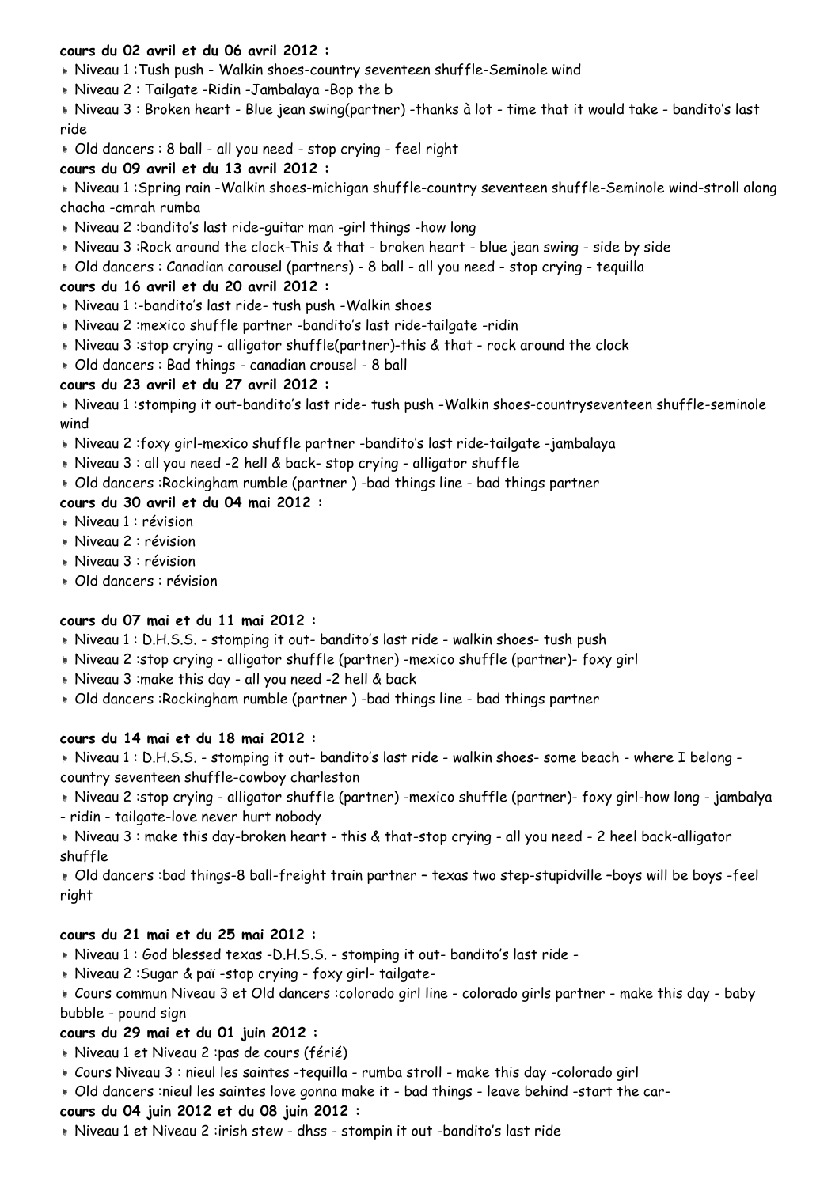**cours du 02 avril et du 06 avril 2012 :**

- Niveau 1 :Tush push - Walkin shoes-country seventeen shuffle-Seminole wind
- Niveau 2 : Tailgate -Ridin -Jambalaya -Bop the b
- Niveau 3 : Broken heart - Blue jean swing(partner) -thanks à lot - time that it would take - bandito's last ride
- Old dancers : 8 ball - all you need - stop crying - feel right

**cours du 09 avril et du 13 avril 2012 :**

- Niveau 1 :Spring rain -Walkin shoes-michigan shuffle-country seventeen shuffle-Seminole wind-stroll along chacha -cmrah rumba
- Niveau 2 :bandito's last ride-guitar man -girl things -how long
- Niveau 3 :Rock around the clock-This & that - broken heart - blue jean swing - side by side
- Old dancers : Canadian carousel (partners) - 8 ball - all you need - stop crying - tequilla

**cours du 16 avril et du 20 avril 2012 :**

- Niveau 1 :-bandito's last ride- tush push -Walkin shoes
- Niveau 2 :mexico shuffle partner -bandito's last ride-tailgate -ridin
- Niveau 3 :stop crying - alligator shuffle(partner)-this & that - rock around the clock
- Old dancers : Bad things - canadian crousel - 8 ball

**cours du 23 avril et du 27 avril 2012 :**

- Niveau 1 :stomping it out-bandito's last ride- tush push -Walkin shoes-countryseventeen shuffle-seminole wind
- Niveau 2 :foxy girl-mexico shuffle partner -bandito's last ride-tailgate -jambalaya
- Niveau 3 : all you need -2 hell & back- stop crying - alligator shuffle
- Old dancers :Rockingham rumble (partner ) -bad things line - bad things partner

**cours du 30 avril et du 04 mai 2012 :**

- Niveau 1 : révision
- Niveau 2 : révision
- Niveau 3 : révision
- Old dancers : révision

**cours du 07 mai et du 11 mai 2012 :**

- Niveau 1 : D.H.S.S. - stomping it out- bandito's last ride - walkin shoes- tush push
- Niveau 2 :stop crying - alligator shuffle (partner) -mexico shuffle (partner)- foxy girl
- Niveau 3 :make this day - all you need -2 hell & back
- Old dancers :Rockingham rumble (partner ) -bad things line - bad things partner

**cours du 14 mai et du 18 mai 2012 :**

- Niveau 1 : D.H.S.S. - stomping it out- bandito's last ride - walkin shoes- some beach - where I belong - country seventeen shuffle-cowboy charleston
- Niveau 2 :stop crying - alligator shuffle (partner) -mexico shuffle (partner)- foxy girl-how long - jambalya - ridin - tailgate-love never hurt nobody
- Niveau 3 : make this day-broken heart - this & that-stop crying - all you need - 2 heel back-alligator shuffle
- Old dancers :bad things-8 ball-freight train partner – texas two step-stupidville –boys will be boys -feel right

**cours du 21 mai et du 25 mai 2012 :**

- Niveau 1 : God blessed texas -D.H.S.S. - stomping it out- bandito's last ride -
- Niveau 2 :Sugar & paï -stop crying - foxy girl- tailgate-
- Cours commun Niveau 3 et Old dancers :colorado girl line - colorado girls partner - make this day - baby bubble - pound sign

**cours du 29 mai et du 01 juin 2012 :**

- Niveau 1 et Niveau 2 :pas de cours (férié)
- Cours Niveau 3 : nieul les saintes -tequilla - rumba stroll - make this day -colorado girl
- Old dancers :nieul les saintes love gonna make it - bad things - leave behind -start the car-

**cours du 04 juin 2012 et du 08 juin 2012 :**

- Niveau 1 et Niveau 2 :irish stew - dhss - stompin it out -bandito's last ride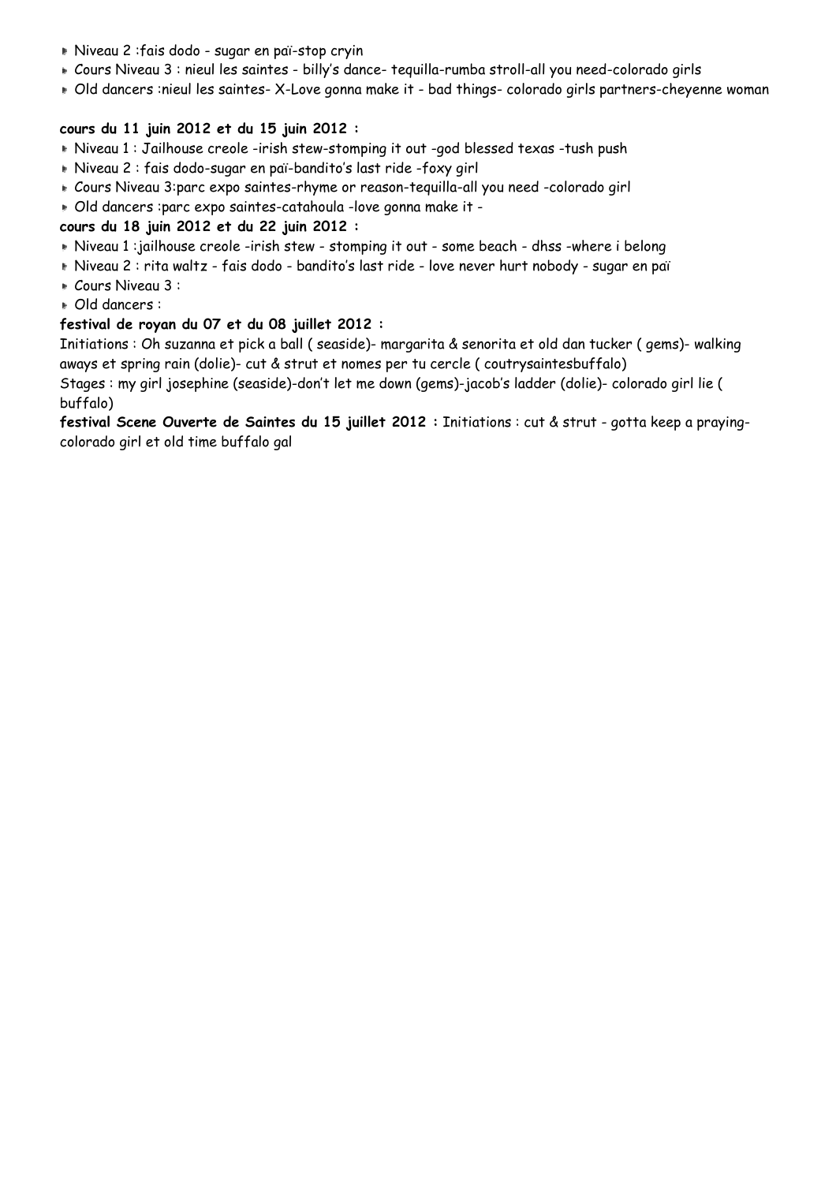- Niveau 2 :fais dodo - sugar en paï-stop cryin
- Cours Niveau 3 : nieul les saintes - billy's dance- tequilla-rumba stroll-all you need-colorado girls
- Old dancers :nieul les saintes- X-Love gonna make it - bad things- colorado girls partners-cheyenne woman

**cours du 11 juin 2012 et du 15 juin 2012 :**

- Niveau 1 : Jailhouse creole -irish stew-stomping it out -god blessed texas -tush push
- Niveau 2 : fais dodo-sugar en paï-bandito's last ride -foxy girl
- Cours Niveau 3:parc expo saintes-rhyme or reason-tequilla-all you need -colorado girl
- Old dancers :parc expo saintes-catahoula -love gonna make it -

**cours du 18 juin 2012 et du 22 juin 2012 :**

- Niveau 1 :jailhouse creole -irish stew - stomping it out - some beach - dhss -where i belong
- Niveau 2 : rita waltz - fais dodo - bandito's last ride - love never hurt nobody - sugar en paï
- Cours Niveau 3 :
- Old dancers :

**festival de royan du 07 et du 08 juillet 2012 :**

Initiations : Oh suzanna et pick a ball ( seaside)- margarita & senorita et old dan tucker ( gems)- walking aways et spring rain (dolie)- cut & strut et nomes per tu cercle ( coutrysaintesbuffalo)

Stages : my girl josephine (seaside)-don't let me down (gems)-jacob's ladder (dolie)- colorado girl lie ( buffalo)

**festival Scene Ouverte de Saintes du 15 juillet 2012 :** Initiations : cut & strut - gotta keep a praying-colorado girl et old time buffalo gal